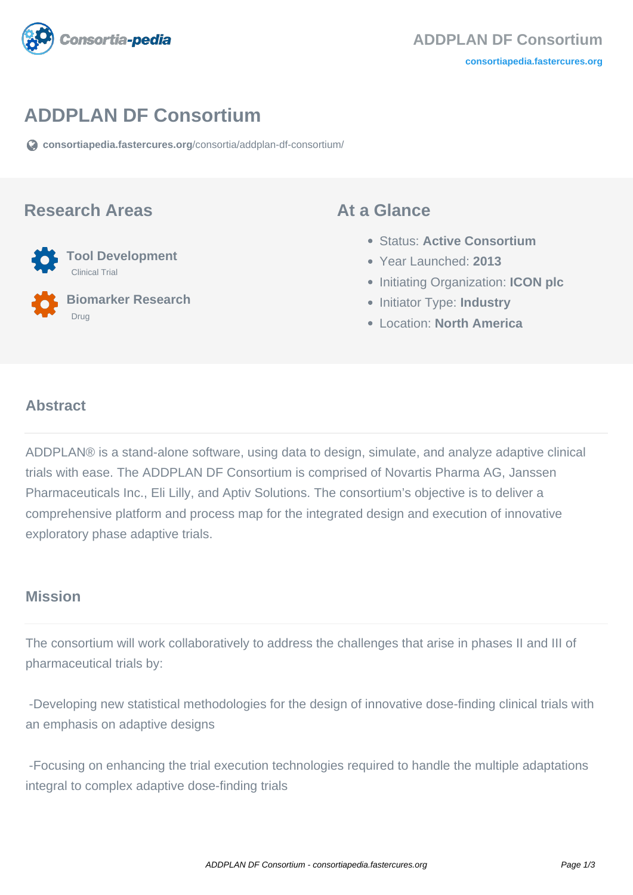# ADDPLAN DF Consortium

consortiapedia.fastercures.org/consortia/addplan-df-consortium/

## Research Areas

**Tool Development**
Clinical Trial

**Biomarker Research**
Drug

## At a Glance

- Status: **Active Consortium**
- Year Launched: **2013**
- Initiating Organization: **ICON plc**
- Initiator Type: **Industry**
- Location: **North America**

### Abstract

ADDPLAN® is a stand-alone software, using data to design, simulate, and analyze adaptive clinical trials with ease. The ADDPLAN DF Consortium is comprised of Novartis Pharma AG, Janssen Pharmaceuticals Inc., Eli Lilly, and Aptiv Solutions. The consortium's objective is to deliver a comprehensive platform and process map for the integrated design and execution of innovative exploratory phase adaptive trials.

### Mission

The consortium will work collaboratively to address the challenges that arise in phases II and III of pharmaceutical trials by:

-Developing new statistical methodologies for the design of innovative dose-finding clinical trials with an emphasis on adaptive designs

-Focusing on enhancing the trial execution technologies required to handle the multiple adaptations integral to complex adaptive dose-finding trials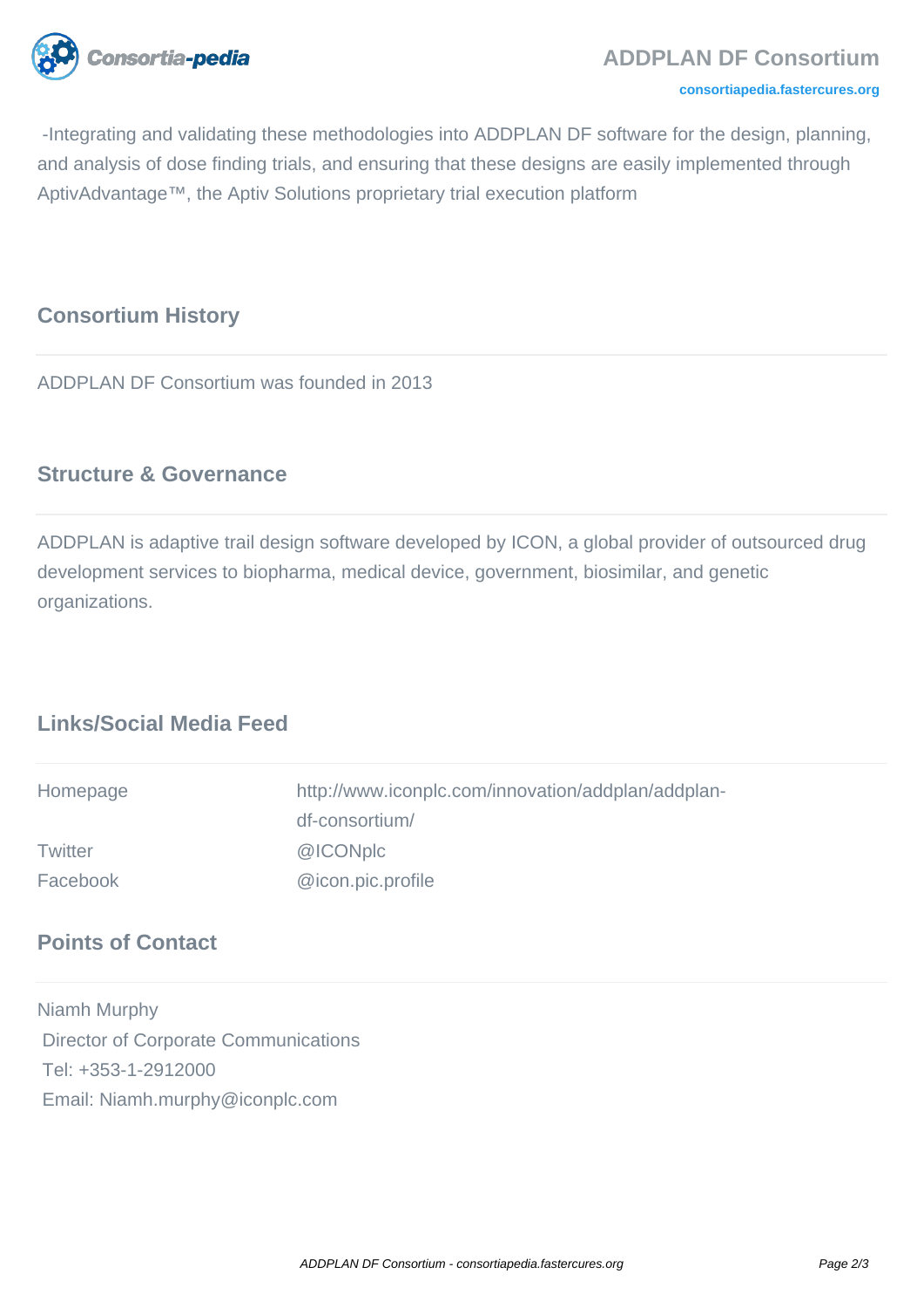-Integrating and validating these methodologies into ADDPLAN DF software for the design, planning, and analysis of dose finding trials, and ensuring that these designs are easily implemented through AptivAdvantage™, the Aptiv Solutions proprietary trial execution platform

## Consortium History

ADDPLAN DF Consortium was founded in 2013

## Structure & Governance

ADDPLAN is adaptive trail design software developed by ICON, a global provider of outsourced drug development services to biopharma, medical device, government, biosimilar, and genetic organizations.

## Links/Social Media Feed

| | |
|---|---|
| Homepage | http://www.iconplc.com/innovation/addplan/addplan-df-consortium/ |
| Twitter | @ICONplc |
| Facebook | @icon.pic.profile |

## Points of Contact

Niamh Murphy
Director of Corporate Communications
Tel: +353-1-2912000
Email: Niamh.murphy@iconplc.com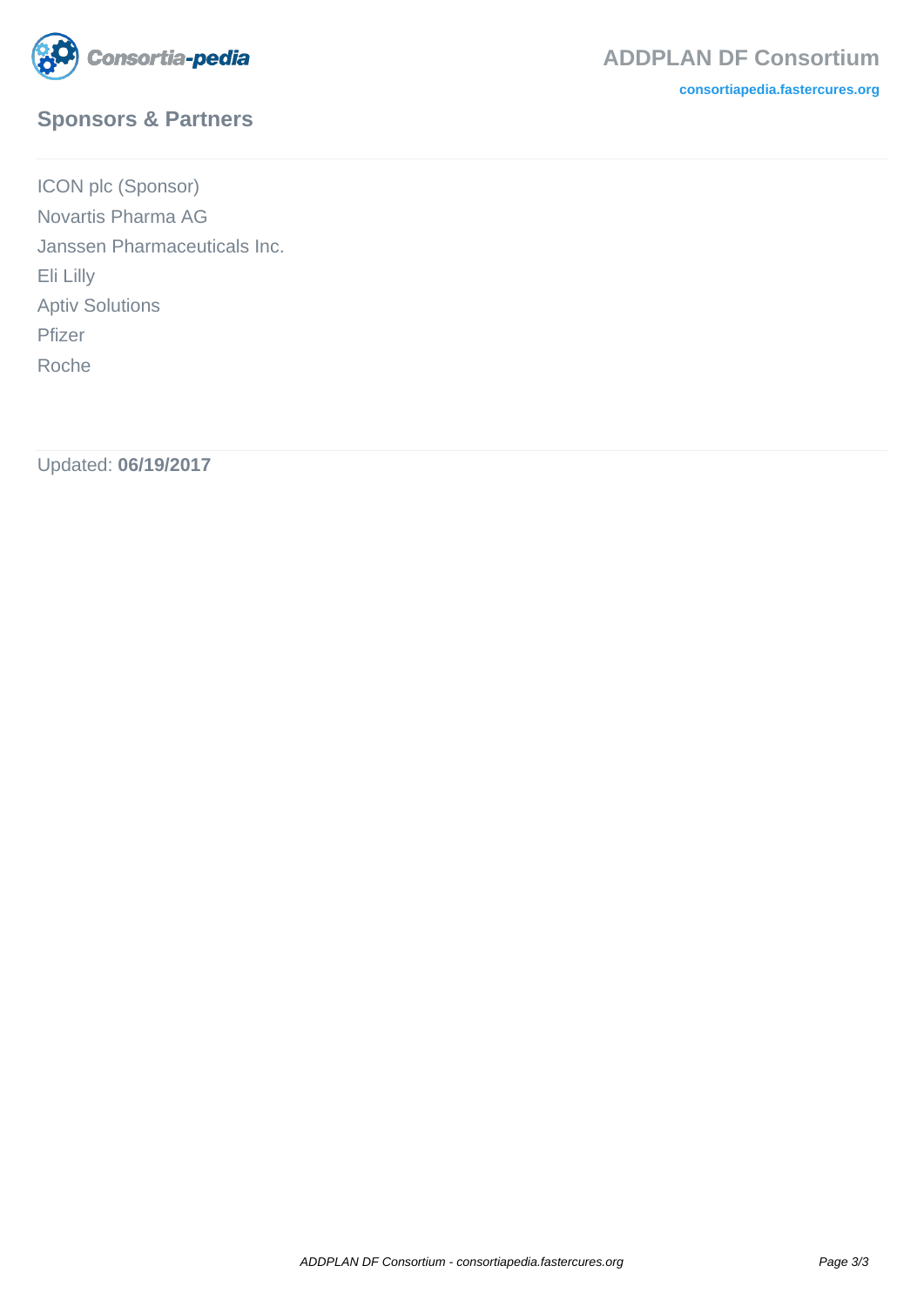## Sponsors & Partners

ICON plc (Sponsor)
Novartis Pharma AG
Janssen Pharmaceuticals Inc.
Eli Lilly
Aptiv Solutions
Pfizer
Roche

Updated: **06/19/2017**